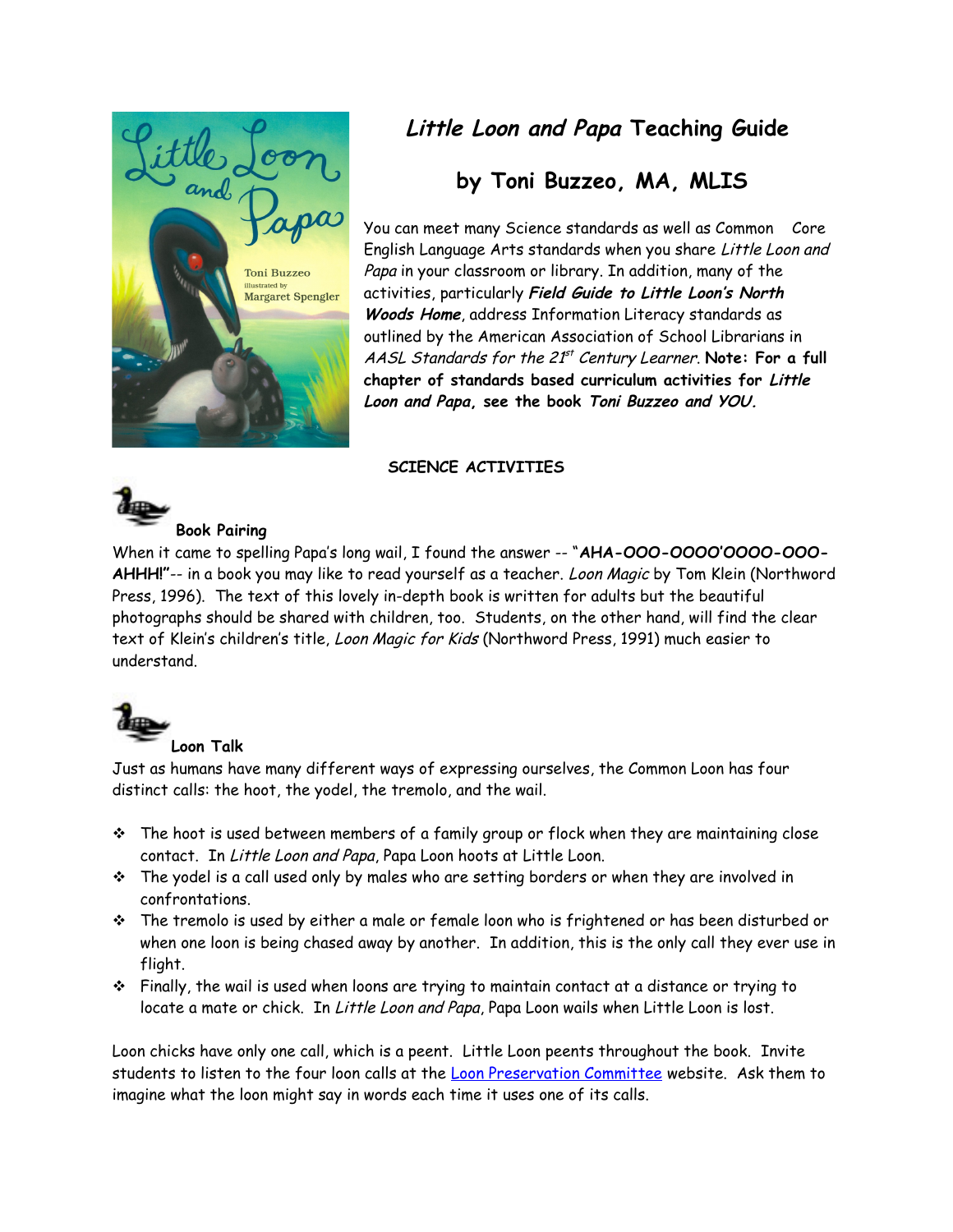# *Little Loon and Papa* Teaching Guide

## by Toni Buzzeo, MA, MLIS

You can meet many Science standards as well as Common Core English Language Arts standards when you share *Little Loon and Papa* in your classroom or library. In addition, many of the activities, particularly ***Field Guide to Little Loon's North Woods Home***, address Information Literacy standards as outlined by the American Association of School Librarians in *AASL Standards for the 21st Century Learner*. **Note: For a full chapter of standards based curriculum activities for *Little Loon and Papa*, see the book *Toni Buzzeo and YOU.***

### SCIENCE ACTIVITIES

#### Book Pairing

When it came to spelling Papa's long wail, I found the answer -- "**AHA-OOO-OOOO'OOOO-OOO-AHHH!**"-- in a book you may like to read yourself as a teacher. *Loon Magic* by Tom Klein (Northword Press, 1996). The text of this lovely in-depth book is written for adults but the beautiful photographs should be shared with children, too. Students, on the other hand, will find the clear text of Klein's children's title, *Loon Magic for Kids* (Northword Press, 1991) much easier to understand.

#### Loon Talk

Just as humans have many different ways of expressing ourselves, the Common Loon has four distinct calls: the hoot, the yodel, the tremolo, and the wail.

- The hoot is used between members of a family group or flock when they are maintaining close contact. In *Little Loon and Papa*, Papa Loon hoots at Little Loon.
- The yodel is a call used only by males who are setting borders or when they are involved in confrontations.
- The tremolo is used by either a male or female loon who is frightened or has been disturbed or when one loon is being chased away by another. In addition, this is the only call they ever use in flight.
- Finally, the wail is used when loons are trying to maintain contact at a distance or trying to locate a mate or chick. In *Little Loon and Papa*, Papa Loon wails when Little Loon is lost.

Loon chicks have only one call, which is a peent. Little Loon peents throughout the book. Invite students to listen to the four loon calls at the Loon Preservation Committee website. Ask them to imagine what the loon might say in words each time it uses one of its calls.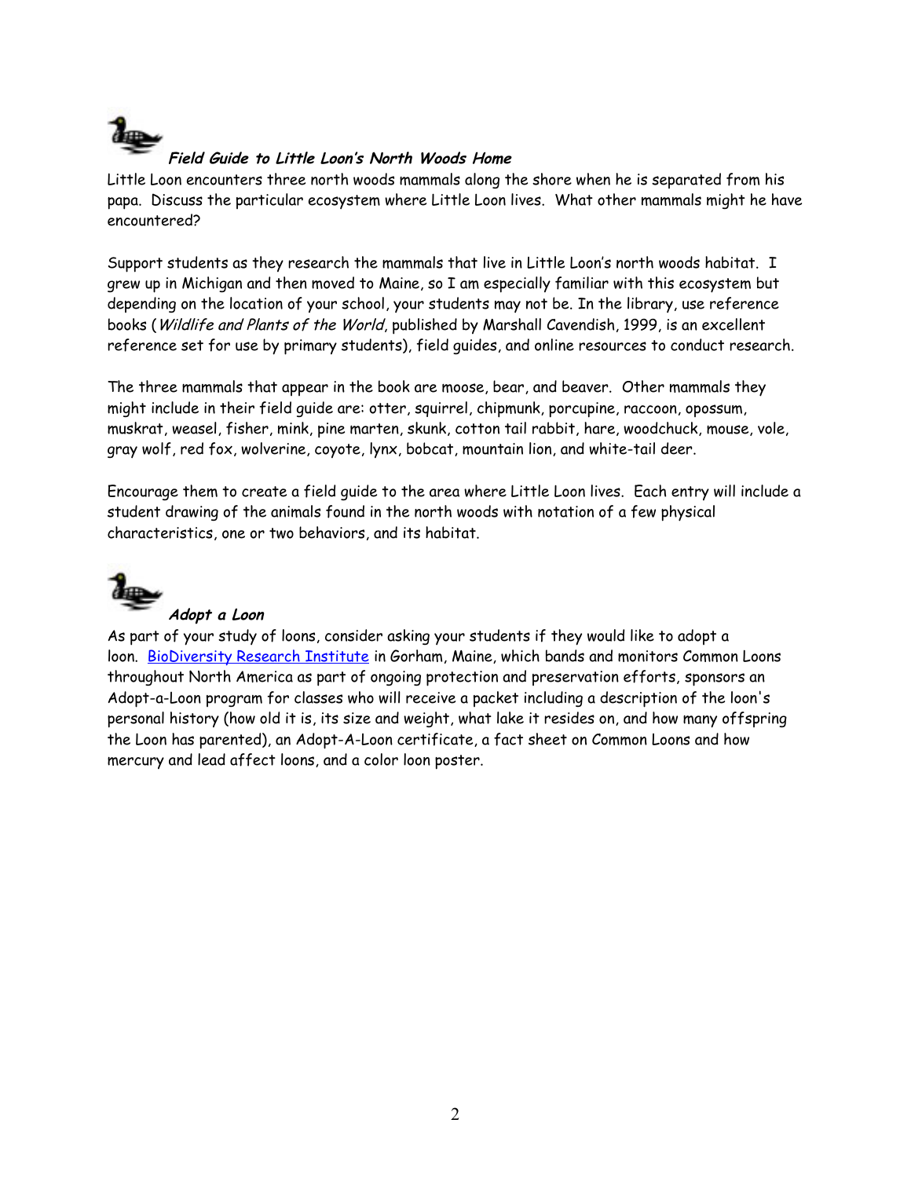### ***Field Guide to Little Loon's North Woods Home***

Little Loon encounters three north woods mammals along the shore when he is separated from his papa. Discuss the particular ecosystem where Little Loon lives. What other mammals might he have encountered?

Support students as they research the mammals that live in Little Loon's north woods habitat. I grew up in Michigan and then moved to Maine, so I am especially familiar with this ecosystem but depending on the location of your school, your students may not be. In the library, use reference books (*Wildlife and Plants of the World*, published by Marshall Cavendish, 1999, is an excellent reference set for use by primary students), field guides, and online resources to conduct research.

The three mammals that appear in the book are moose, bear, and beaver. Other mammals they might include in their field guide are: otter, squirrel, chipmunk, porcupine, raccoon, opossum, muskrat, weasel, fisher, mink, pine marten, skunk, cotton tail rabbit, hare, woodchuck, mouse, vole, gray wolf, red fox, wolverine, coyote, lynx, bobcat, mountain lion, and white-tail deer.

Encourage them to create a field guide to the area where Little Loon lives. Each entry will include a student drawing of the animals found in the north woods with notation of a few physical characteristics, one or two behaviors, and its habitat.

### ***Adopt a Loon***

As part of your study of loons, consider asking your students if they would like to adopt a loon. BioDiversity Research Institute in Gorham, Maine, which bands and monitors Common Loons throughout North America as part of ongoing protection and preservation efforts, sponsors an Adopt-a-Loon program for classes who will receive a packet including a description of the loon's personal history (how old it is, its size and weight, what lake it resides on, and how many offspring the Loon has parented), an Adopt-A-Loon certificate, a fact sheet on Common Loons and how mercury and lead affect loons, and a color loon poster.